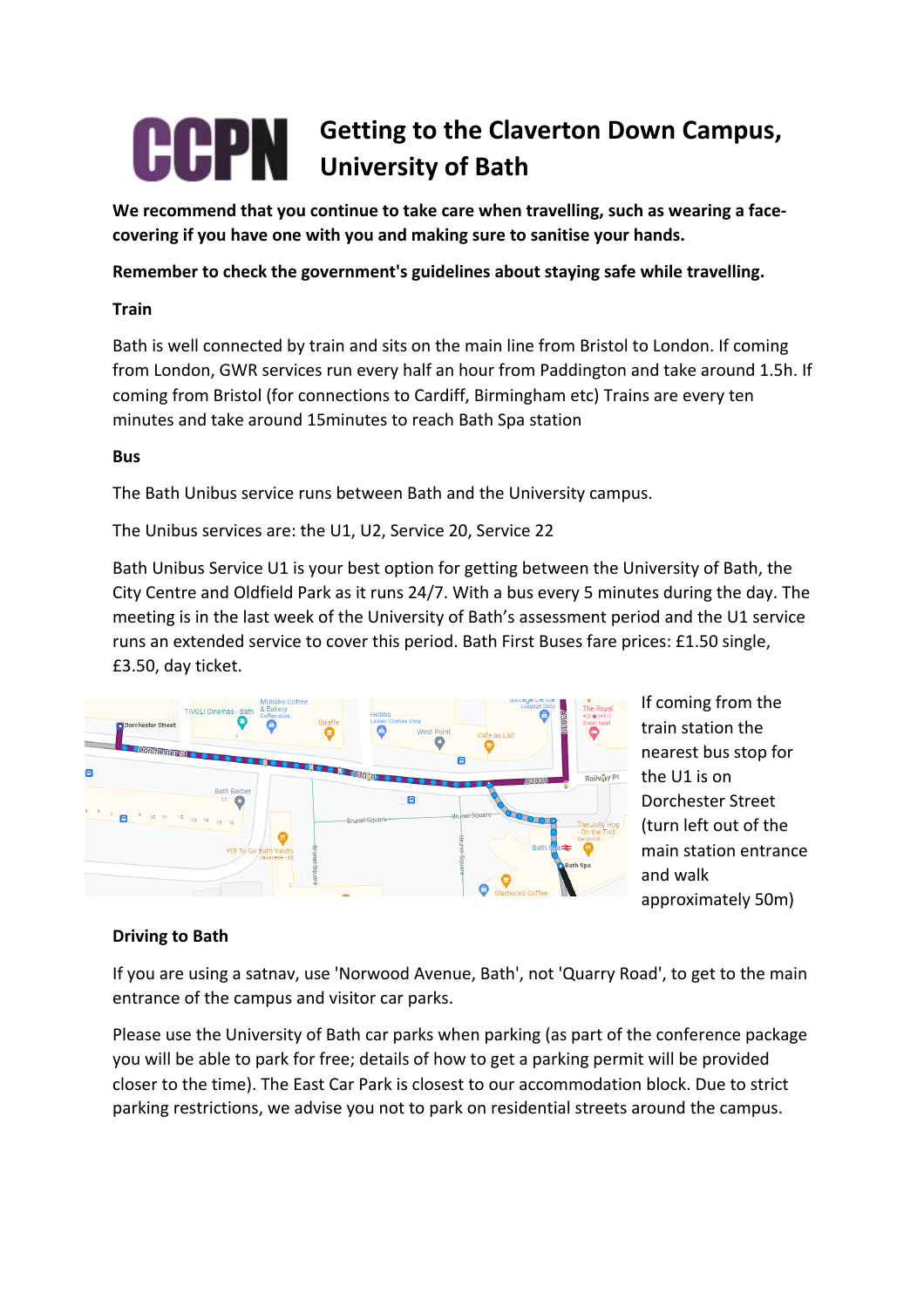# CCPN Getting to the Claverton Down Campus, University of Bath

**We recommend that you continue to take care when travelling, such as wearing a face-covering if you have one with you and making sure to sanitise your hands.**

**Remember to check the government's guidelines about staying safe while travelling.**

**Train**

Bath is well connected by train and sits on the main line from Bristol to London. If coming from London, GWR services run every half an hour from Paddington and take around 1.5h. If coming from Bristol (for connections to Cardiff, Birmingham etc) Trains are every ten minutes and take around 15minutes to reach Bath Spa station

**Bus**

The Bath Unibus service runs between Bath and the University campus.

The Unibus services are: the U1, U2, Service 20, Service 22

Bath Unibus Service U1 is your best option for getting between the University of Bath, the City Centre and Oldfield Park as it runs 24/7. With a bus every 5 minutes during the day. The meeting is in the last week of the University of Bath's assessment period and the U1 service runs an extended service to cover this period. Bath First Buses fare prices: £1.50 single, £3.50, day ticket.

If coming from the train station the nearest bus stop for the U1 is on Dorchester Street (turn left out of the main station entrance and walk approximately 50m)

**Driving to Bath**

If you are using a satnav, use 'Norwood Avenue, Bath', not 'Quarry Road', to get to the main entrance of the campus and visitor car parks.

Please use the University of Bath car parks when parking (as part of the conference package you will be able to park for free; details of how to get a parking permit will be provided closer to the time). The East Car Park is closest to our accommodation block. Due to strict parking restrictions, we advise you not to park on residential streets around the campus.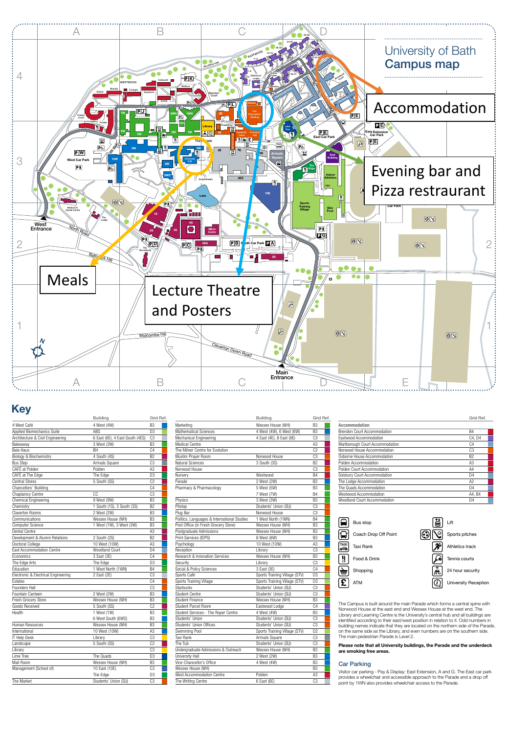University of Bath
Campus map

Accommodation

Evening bar and Pizza restraurant

Meals

Lecture Theatre and Posters

## Key

| | Building | Grid Ref. |
|---|---|---|
| 4 West Café | 4 West (4W) | B3 |
| Applied Biomechanics Suite | ABS | D3 |
| Architecture & Civil Engineering | 6 East (6E), 4 East South (4ES) | C3 |
| Bakeaway | 3 West (3W) | B3 |
| Bale Haus | BH | C4 |
| Biology & Biochemistry | 4 South (4S) | B2 |
| Bus Stop | Arrivals Square | C3 |
| CAFÉ at Polden | Polden | A3 |
| CAFÉ at The Edge | The Edge | D3 |
| Central Stores | 5 South (5S) | C2 |
| Chancellors' Building | | C4 |
| Chaplaincy Centre | CC | C3 |
| Chemical Engineering | 9 West (9W) | B3 |
| Chemistry | 1 South (1S), 3 South (3S) | B2 |
| Claverton Rooms | 2 West (2W) | B3 |
| Communications | Wessex House (WH) | B3 |
| Computer Science | 1 West (1W), 3 West (3W) | B3 |
| Dental Centre | | A3 |
| Development & Alumni Relations | 2 South (2S) | B2 |
| Doctoral College | 10 West (10W) | A3 |
| East Accommodation Centre | Woodland Court | D4 |
| Economics | 3 East (3E) | C4 |
| The Edge Arts | The Edge | D3 |
| Education | 1 West North (1WN) | B4 |
| Electronic & Electrical Engineering | 2 East (2E) | C3 |
| Estates | | C4 |
| Founders Hall | | C3 |
| Fountain Canteen | 2 West (2W) | B3 |
| Fresh Grocery Store | Wessex House (WH) | B3 |
| Goods Received | 5 South (5S) | C2 |
| Health | 1 West (1W) | B3 |
| | 6 West South (6WS) | B3 |
| Human Resources | Wessex House (WH) | B3 |
| International | 10 West (10W) | A3 |
| IT Help Desk | Library | C3 |
| Landscape | 5 South (5S) | C2 |
| Library | | C3 |
| Lime Tree | The Quads | D3 |
| Mail Room | Wessex House (WH) | B3 |
| Management (School of) | 10 East (10E) | C3 |
| | The Edge | D3 |
| The Market | Students' Union (SU) | C3 |

| | Building | Grid Ref. |
|---|---|---|
| Marketing | Wessex House (WH) | B3 |
| Mathematical Sciences | 4 West (4W), 6 West (6W) | B3 |
| Mechanical Engineering | 4 East (4E), 8 East (8E) | C3 |
| Medical Centre | | A3 |
| The Milner Centre for Evolution | | C2 |
| Muslim Prayer Room | Norwood House | C3 |
| Natural Sciences | 3 South (3S) | B2 |
| Norwood House | | C3 |
| Nursery | Westwood | B4 |
| Parade | 2 West (2W) | B3 |
| Pharmacy & Pharmacology | 5 West (5W) | B3 |
| | 7 West (7W) | B4 |
| Physics | 3 West (3W) | B3 |
| Pitstop | Students' Union (SU) | C3 |
| Plug Bar | Norwood House | C3 |
| Politics, Languages & International Studies | 1 West North (1WN) | B4 |
| Post Office (in Fresh Grocery Store) | Wessex House (WH) | B3 |
| Postgraduate Admissions | Wessex House (WH) | B3 |
| Print Services (IDPS) | 8 West (8W) | B3 |
| Psychology | 10 West (10W) | A3 |
| Reception | Library | C3 |
| Research & Innovation Services | Wessex House (WH) | B3 |
| Security | Library | C3 |
| Social & Policy Sciences | 3 East (3E) | C4 |
| Sports Café | Sports Training Village (STV) | D3 |
| Sports Training Village | Sports Training Village (STV) | D3 |
| Starbucks | Students' Union (SU) | C3 |
| Student Centre | Students' Union (SU) | C3 |
| Student Finance | Wessex House (WH) | B3 |
| Student Parcel Room | Eastwood Lodge | C4 |
| Student Services - The Roper Centre | 4 West (4W) | B3 |
| Students' Union | Students' Union (SU) | C3 |
| Students' Union Offices | Students' Union (SU) | C3 |
| Swimming Pool | Sports Training Village (STV) | D2 |
| Taxi Rank | Arrivals Square | C3 |
| The Tub | Students' Union (SU) | C3 |
| Undergraduate Admissions & Outreach | Wessex House (WH) | B3 |
| University Hall | 2 West (2W) | B3 |
| Vice-Chancellor's Office | 4 West (4W) | B3 |
| Wessex House (WH) | | B3 |
| West Accommodation Centre | Polden | A3 |
| The Writing Centre | 6 East (6E) | C3 |

| Accommodation | Grid Ref. |
|---|---|
| Brendon Court Accommodation | B4 |
| Eastwood Accommodation | C4, D4 |
| Marlborough Court Accommodation | C4 |
| Norwood House Accommodation | C3 |
| Osborne House Accommodation | B2 |
| Polden Accommodation | A3 |
| Polden Court Accommodation | A4 |
| Solsbury Court Accommodation | D4 |
| The Lodge Accommodation | A2 |
| The Quads Accommodation | D4 |
| Westwood Accommodation | A4, B4 |
| Woodland Court Accommodation | D4 |

- Bus stop
- Coach Drop Off Point
- Taxi Rank
- Food & Drink
- Shopping
- ATM
- Lift
- Sports pitches
- Athletics track
- Tennis courts
- 24 hour security
- University Reception

The Campus is built around the main Parade which forms a central spine with Norwood House at the east end and Wessex House at the west end. The Library and Learning Centre is the University's central hub and all buildings are identified according to their east/west position in relation to it. Odd numbers in building names indicate that they are located on the northern side of the Parade, on the same side as the Library, and even numbers are on the southern side. The main pedestrian Parade is Level 2.

**Please note that all University buildings, the Parade and the underdeck are smoking free areas.**

### Car Parking

Visitor car parking - Pay & Display: East Extension, A and G. The East car park provides a wheelchair and accessible approach to the Parade and a drop off point by 1WN also provides wheelchair access to the Parade.